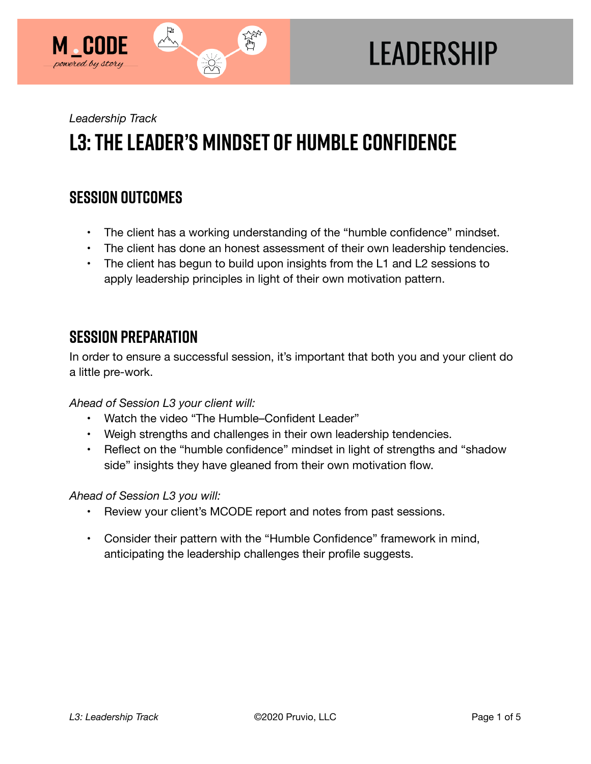M_CODE
*powered by story*

# LEADERSHIP

*Leadership Track*

# L3: The Leader's Mindset of Humble Confidence

## Session Outcomes

- The client has a working understanding of the "humble confidence" mindset.
- The client has done an honest assessment of their own leadership tendencies.
- The client has begun to build upon insights from the L1 and L2 sessions to apply leadership principles in light of their own motivation pattern.

## Session Preparation

In order to ensure a successful session, it's important that both you and your client do a little pre-work.

*Ahead of Session L3 your client will:*

- Watch the video "The Humble–Confident Leader"
- Weigh strengths and challenges in their own leadership tendencies.
- Reflect on the "humble confidence" mindset in light of strengths and "shadow side" insights they have gleaned from their own motivation flow.

*Ahead of Session L3 you will:*

- Review your client's MCODE report and notes from past sessions.
- Consider their pattern with the "Humble Confidence" framework in mind, anticipating the leadership challenges their profile suggests.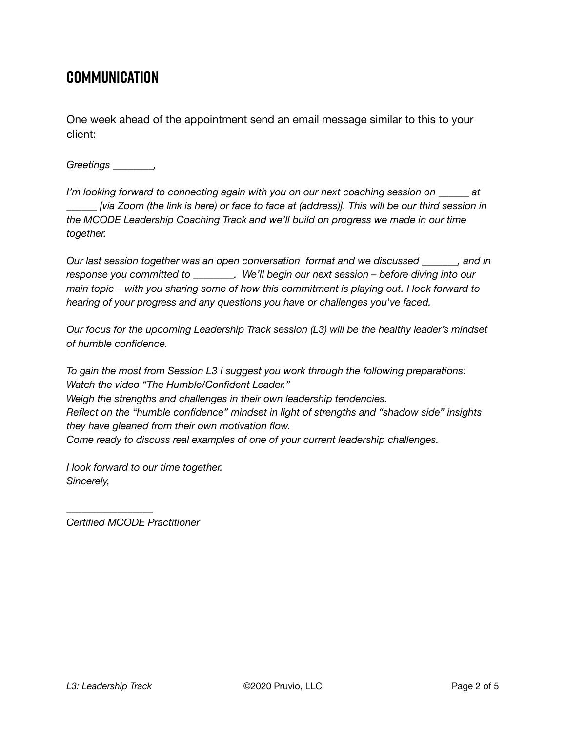## COMMUNICATION

One week ahead of the appointment send an email message similar to this to your client:

*Greetings ________,*

*I'm looking forward to connecting again with you on our next coaching session on ______ at ______ [via Zoom (the link is here) or face to face at (address)]. This will be our third session in the MCODE Leadership Coaching Track and we'll build on progress we made in our time together.*

*Our last session together was an open conversation format and we discussed _______, and in response you committed to ________. We'll begin our next session – before diving into our main topic – with you sharing some of how this commitment is playing out. I look forward to hearing of your progress and any questions you have or challenges you've faced.*

*Our focus for the upcoming Leadership Track session (L3) will be the healthy leader's mindset of humble confidence.*

*To gain the most from Session L3 I suggest you work through the following preparations:*
*Watch the video "The Humble/Confident Leader."*
*Weigh the strengths and challenges in their own leadership tendencies.*
*Reflect on the "humble confidence" mindset in light of strengths and "shadow side" insights they have gleaned from their own motivation flow.*
*Come ready to discuss real examples of one of your current leadership challenges.*

*I look forward to our time together.*
*Sincerely,*

________________
*Certified MCODE Practitioner*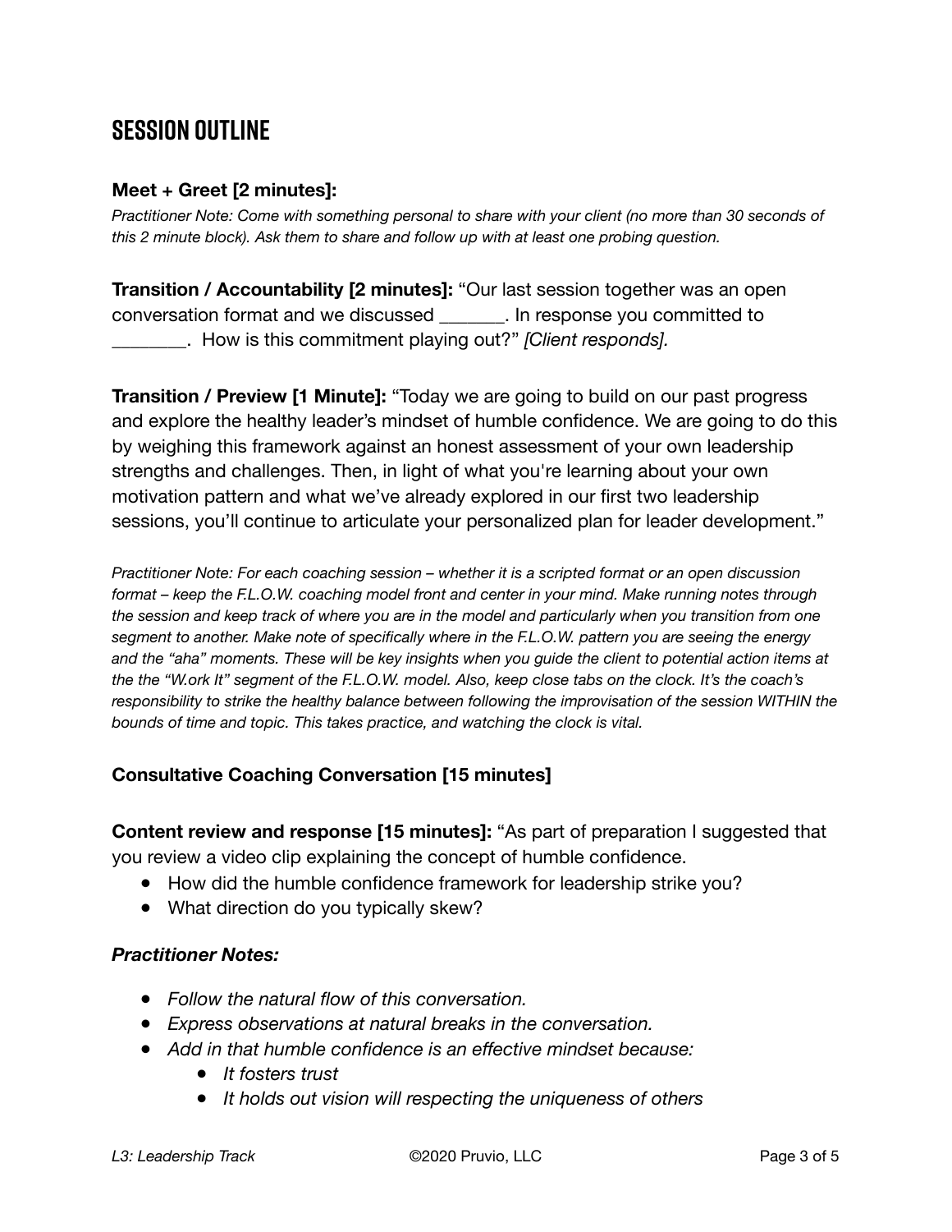## SESSION OUTLINE

**Meet + Greet [2 minutes]:**

*Practitioner Note: Come with something personal to share with your client (no more than 30 seconds of this 2 minute block). Ask them to share and follow up with at least one probing question.*

**Transition / Accountability [2 minutes]:** "Our last session together was an open conversation format and we discussed _______. In response you committed to ________. How is this commitment playing out?" *[Client responds].*

**Transition / Preview [1 Minute]:** "Today we are going to build on our past progress and explore the healthy leader's mindset of humble confidence. We are going to do this by weighing this framework against an honest assessment of your own leadership strengths and challenges. Then, in light of what you're learning about your own motivation pattern and what we've already explored in our first two leadership sessions, you'll continue to articulate your personalized plan for leader development."

*Practitioner Note: For each coaching session – whether it is a scripted format or an open discussion format – keep the F.L.O.W. coaching model front and center in your mind. Make running notes through the session and keep track of where you are in the model and particularly when you transition from one segment to another. Make note of specifically where in the F.L.O.W. pattern you are seeing the energy and the "aha" moments. These will be key insights when you guide the client to potential action items at the the "W.ork It" segment of the F.L.O.W. model. Also, keep close tabs on the clock. It's the coach's responsibility to strike the healthy balance between following the improvisation of the session WITHIN the bounds of time and topic. This takes practice, and watching the clock is vital.*

**Consultative Coaching Conversation [15 minutes]**

**Content review and response [15 minutes]:** "As part of preparation I suggested that you review a video clip explaining the concept of humble confidence.

- How did the humble confidence framework for leadership strike you?
- What direction do you typically skew?

***Practitioner Notes:***

- *Follow the natural flow of this conversation.*
- *Express observations at natural breaks in the conversation.*
- *Add in that humble confidence is an effective mindset because:*
  - *It fosters trust*
  - *It holds out vision will respecting the uniqueness of others*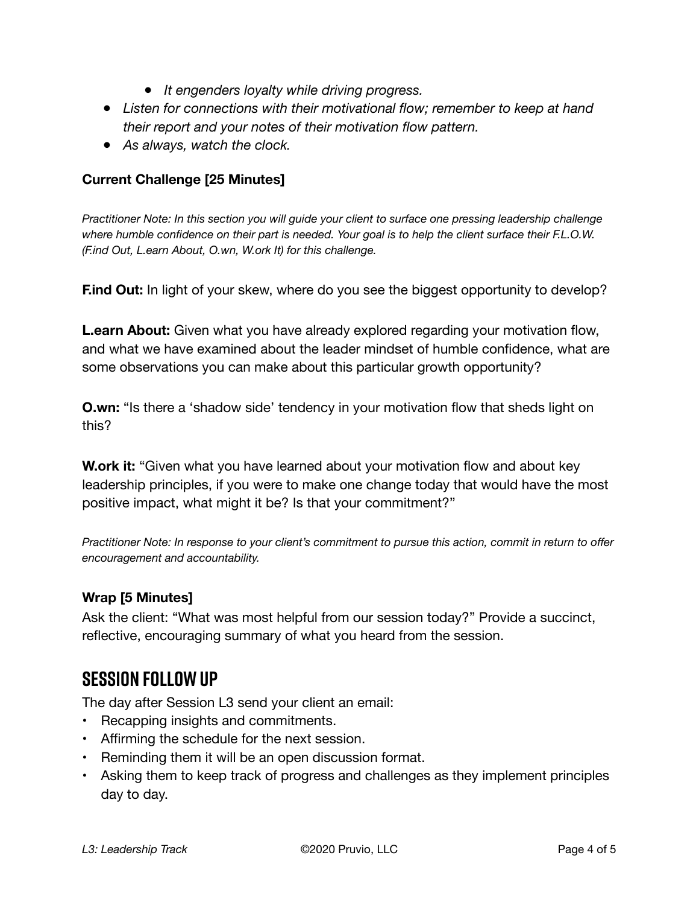- *It engenders loyalty while driving progress.*
- *Listen for connections with their motivational flow; remember to keep at hand their report and your notes of their motivation flow pattern.*
- *As always, watch the clock.*

**Current Challenge [25 Minutes]**

*Practitioner Note: In this section you will guide your client to surface one pressing leadership challenge where humble confidence on their part is needed. Your goal is to help the client surface their F.L.O.W. (F.ind Out, L.earn About, O.wn, W.ork It) for this challenge.*

**F.ind Out:** In light of your skew, where do you see the biggest opportunity to develop?

**L.earn About:** Given what you have already explored regarding your motivation flow, and what we have examined about the leader mindset of humble confidence, what are some observations you can make about this particular growth opportunity?

**O.wn:** "Is there a 'shadow side' tendency in your motivation flow that sheds light on this?

**W.ork it:** "Given what you have learned about your motivation flow and about key leadership principles, if you were to make one change today that would have the most positive impact, what might it be? Is that your commitment?"

*Practitioner Note: In response to your client's commitment to pursue this action, commit in return to offer encouragement and accountability.*

**Wrap [5 Minutes]**

Ask the client: "What was most helpful from our session today?" Provide a succinct, reflective, encouraging summary of what you heard from the session.

## Session Follow Up

The day after Session L3 send your client an email:

- Recapping insights and commitments.
- Affirming the schedule for the next session.
- Reminding them it will be an open discussion format.
- Asking them to keep track of progress and challenges as they implement principles day to day.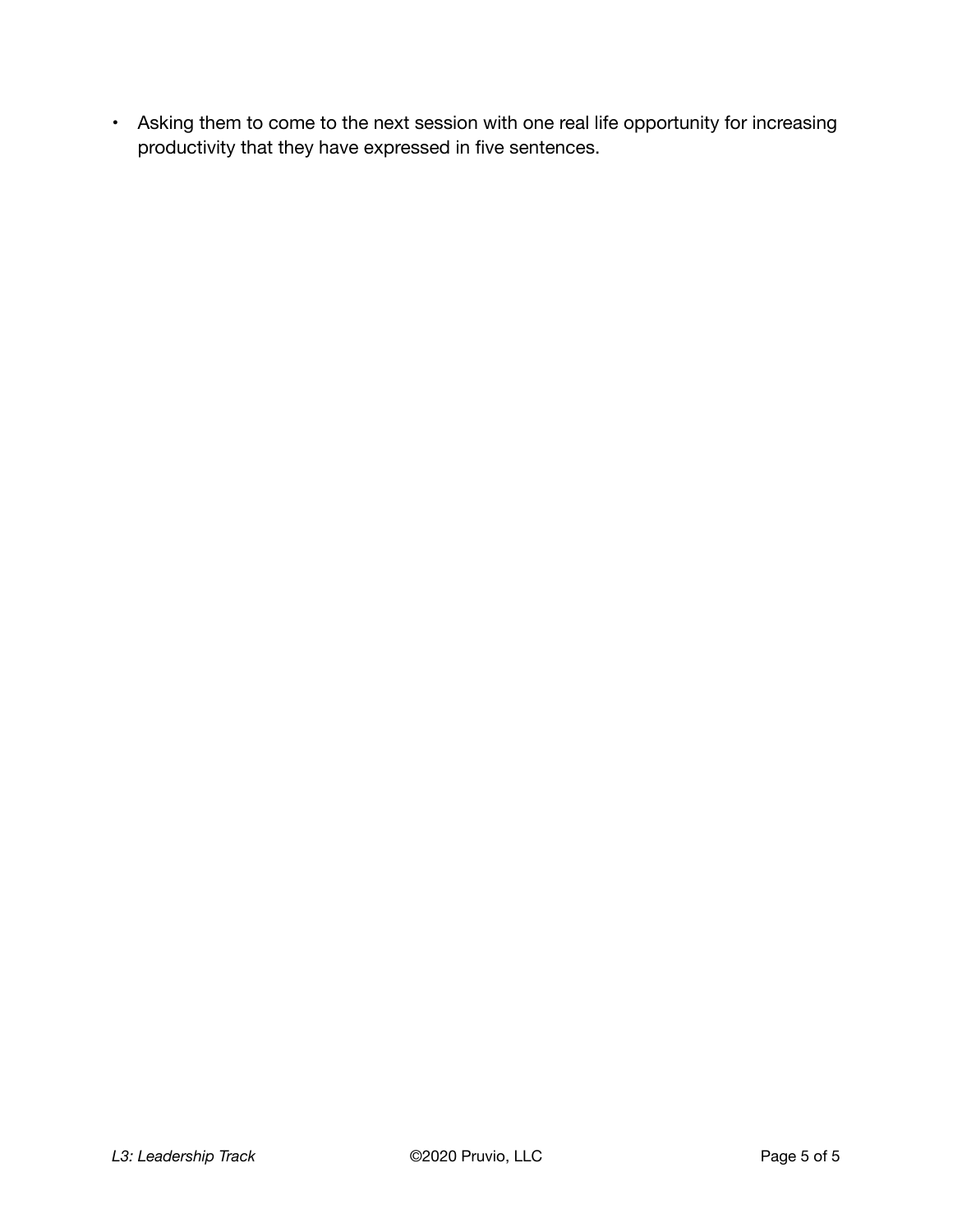- Asking them to come to the next session with one real life opportunity for increasing productivity that they have expressed in five sentences.